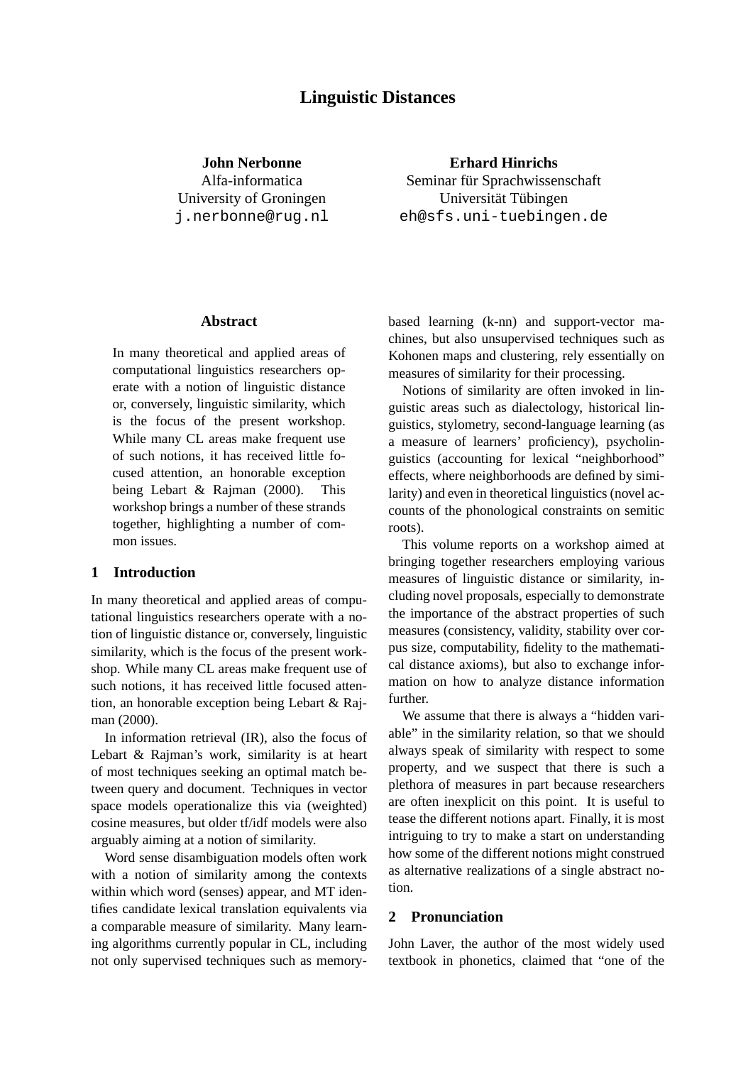# Linguistic Distances

**John Nerbonne**
Alfa-informatica
University of Groningen
j.nerbonne@rug.nl

**Erhard Hinrichs**
Seminar für Sprachwissenschaft
Universität Tübingen
eh@sfs.uni-tuebingen.de

## Abstract

In many theoretical and applied areas of computational linguistics researchers operate with a notion of linguistic distance or, conversely, linguistic similarity, which is the focus of the present workshop. While many CL areas make frequent use of such notions, it has received little focused attention, an honorable exception being Lebart & Rajman (2000). This workshop brings a number of these strands together, highlighting a number of common issues.

## 1 Introduction

In many theoretical and applied areas of computational linguistics researchers operate with a notion of linguistic distance or, conversely, linguistic similarity, which is the focus of the present workshop. While many CL areas make frequent use of such notions, it has received little focused attention, an honorable exception being Lebart & Rajman (2000).

In information retrieval (IR), also the focus of Lebart & Rajman's work, similarity is at heart of most techniques seeking an optimal match between query and document. Techniques in vector space models operationalize this via (weighted) cosine measures, but older tf/idf models were also arguably aiming at a notion of similarity.

Word sense disambiguation models often work with a notion of similarity among the contexts within which word (senses) appear, and MT identifies candidate lexical translation equivalents via a comparable measure of similarity. Many learning algorithms currently popular in CL, including not only supervised techniques such as memory-based learning (k-nn) and support-vector machines, but also unsupervised techniques such as Kohonen maps and clustering, rely essentially on measures of similarity for their processing.

Notions of similarity are often invoked in linguistic areas such as dialectology, historical linguistics, stylometry, second-language learning (as a measure of learners' proficiency), psycholinguistics (accounting for lexical "neighborhood" effects, where neighborhoods are defined by similarity) and even in theoretical linguistics (novel accounts of the phonological constraints on semitic roots).

This volume reports on a workshop aimed at bringing together researchers employing various measures of linguistic distance or similarity, including novel proposals, especially to demonstrate the importance of the abstract properties of such measures (consistency, validity, stability over corpus size, computability, fidelity to the mathematical distance axioms), but also to exchange information on how to analyze distance information further.

We assume that there is always a "hidden variable" in the similarity relation, so that we should always speak of similarity with respect to some property, and we suspect that there is such a plethora of measures in part because researchers are often inexplicit on this point. It is useful to tease the different notions apart. Finally, it is most intriguing to try to make a start on understanding how some of the different notions might construed as alternative realizations of a single abstract notion.

## 2 Pronunciation

John Laver, the author of the most widely used textbook in phonetics, claimed that "one of the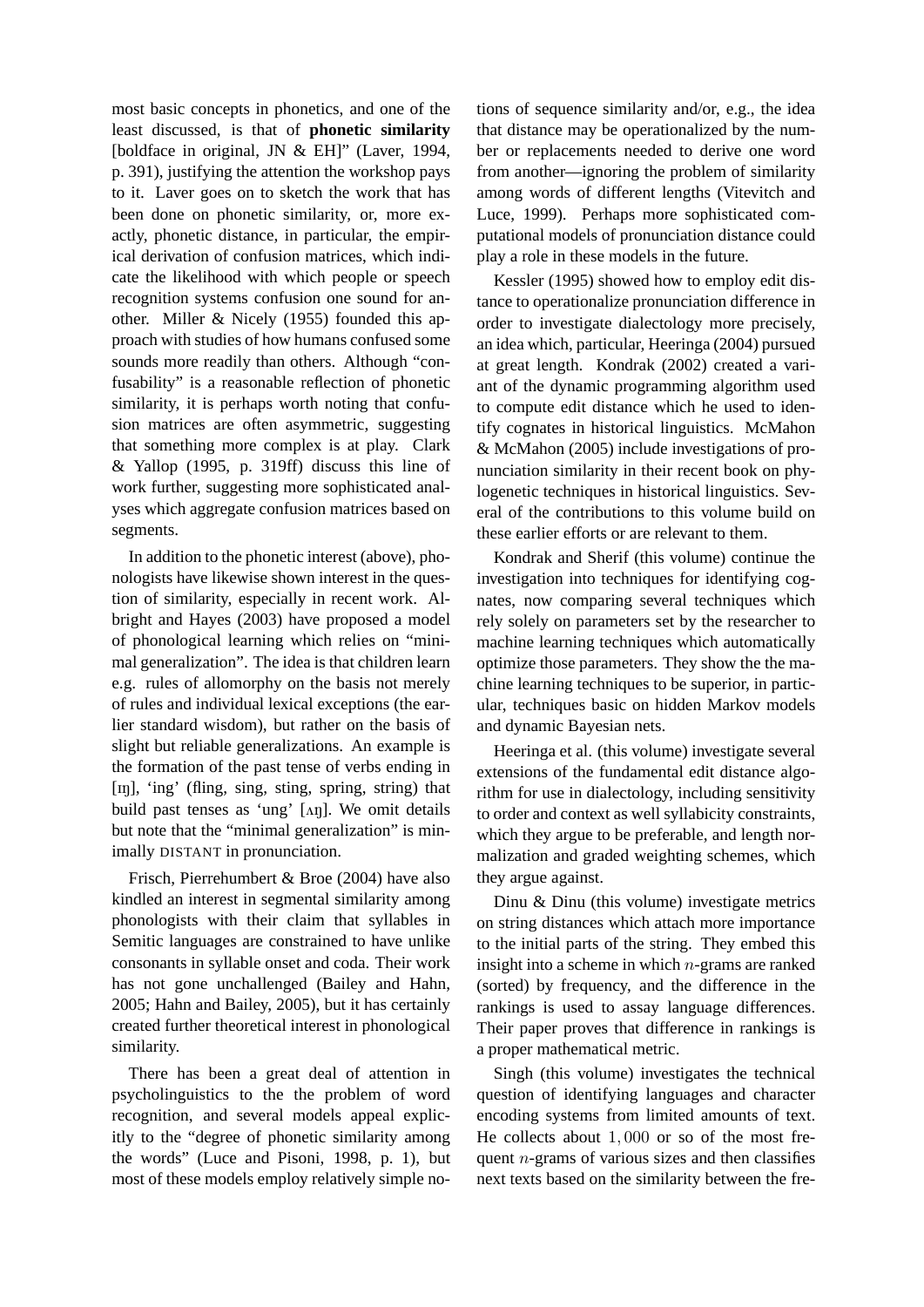most basic concepts in phonetics, and one of the least discussed, is that of **phonetic similarity** [boldface in original, JN & EH]" (Laver, 1994, p. 391), justifying the attention the workshop pays to it. Laver goes on to sketch the work that has been done on phonetic similarity, or, more exactly, phonetic distance, in particular, the empirical derivation of confusion matrices, which indicate the likelihood with which people or speech recognition systems confusion one sound for another. Miller & Nicely (1955) founded this approach with studies of how humans confused some sounds more readily than others. Although "confusability" is a reasonable reflection of phonetic similarity, it is perhaps worth noting that confusion matrices are often asymmetric, suggesting that something more complex is at play. Clark & Yallop (1995, p. 319ff) discuss this line of work further, suggesting more sophisticated analyses which aggregate confusion matrices based on segments.

In addition to the phonetic interest (above), phonologists have likewise shown interest in the question of similarity, especially in recent work. Albright and Hayes (2003) have proposed a model of phonological learning which relies on "minimal generalization". The idea is that children learn e.g. rules of allomorphy on the basis not merely of rules and individual lexical exceptions (the earlier standard wisdom), but rather on the basis of slight but reliable generalizations. An example is the formation of the past tense of verbs ending in [ɪŋ], 'ing' (fling, sing, sting, spring, string) that build past tenses as 'ung' [ʌŋ]. We omit details but note that the "minimal generalization" is minimally DISTANT in pronunciation.

Frisch, Pierrehumbert & Broe (2004) have also kindled an interest in segmental similarity among phonologists with their claim that syllables in Semitic languages are constrained to have unlike consonants in syllable onset and coda. Their work has not gone unchallenged (Bailey and Hahn, 2005; Hahn and Bailey, 2005), but it has certainly created further theoretical interest in phonological similarity.

There has been a great deal of attention in psycholinguistics to the the problem of word recognition, and several models appeal explicitly to the "degree of phonetic similarity among the words" (Luce and Pisoni, 1998, p. 1), but most of these models employ relatively simple notions of sequence similarity and/or, e.g., the idea that distance may be operationalized by the number or replacements needed to derive one word from another—ignoring the problem of similarity among words of different lengths (Vitevitch and Luce, 1999). Perhaps more sophisticated computational models of pronunciation distance could play a role in these models in the future.

Kessler (1995) showed how to employ edit distance to operationalize pronunciation difference in order to investigate dialectology more precisely, an idea which, particular, Heeringa (2004) pursued at great length. Kondrak (2002) created a variant of the dynamic programming algorithm used to compute edit distance which he used to identify cognates in historical linguistics. McMahon & McMahon (2005) include investigations of pronunciation similarity in their recent book on phylogenetic techniques in historical linguistics. Several of the contributions to this volume build on these earlier efforts or are relevant to them.

Kondrak and Sherif (this volume) continue the investigation into techniques for identifying cognates, now comparing several techniques which rely solely on parameters set by the researcher to machine learning techniques which automatically optimize those parameters. They show the the machine learning techniques to be superior, in particular, techniques basic on hidden Markov models and dynamic Bayesian nets.

Heeringa et al. (this volume) investigate several extensions of the fundamental edit distance algorithm for use in dialectology, including sensitivity to order and context as well syllabicity constraints, which they argue to be preferable, and length normalization and graded weighting schemes, which they argue against.

Dinu & Dinu (this volume) investigate metrics on string distances which attach more importance to the initial parts of the string. They embed this insight into a scheme in which $n$-grams are ranked (sorted) by frequency, and the difference in the rankings is used to assay language differences. Their paper proves that difference in rankings is a proper mathematical metric.

Singh (this volume) investigates the technical question of identifying languages and character encoding systems from limited amounts of text. He collects about $1,000$ or so of the most frequent $n$-grams of various sizes and then classifies next texts based on the similarity between the fre-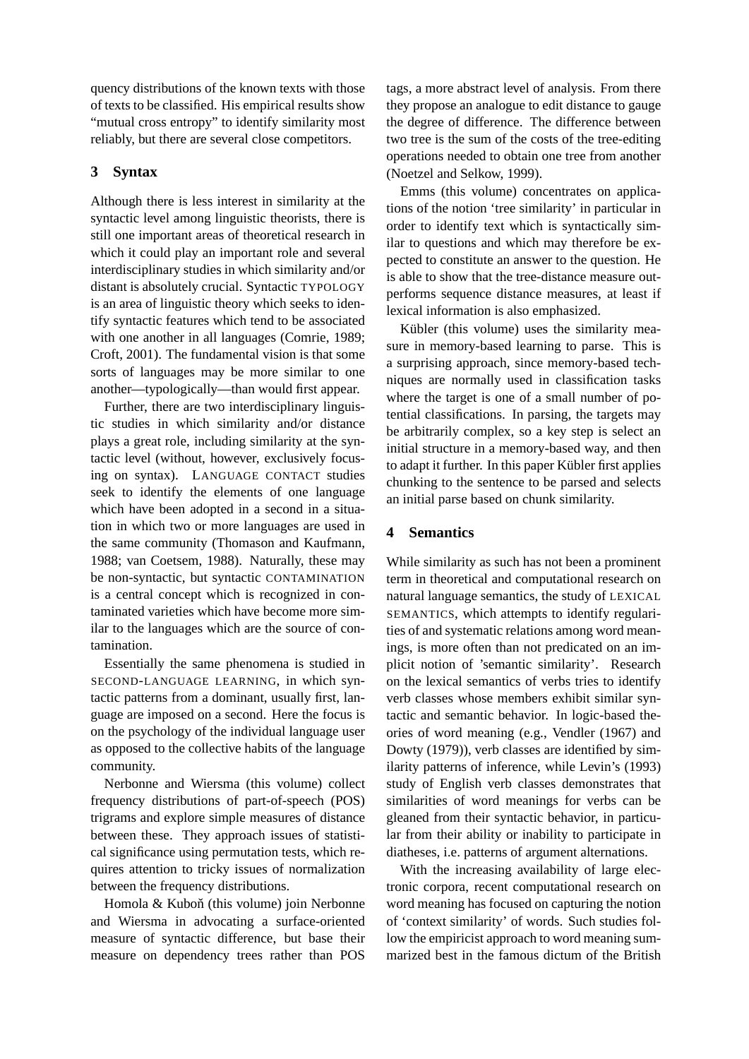quency distributions of the known texts with those of texts to be classified. His empirical results show "mutual cross entropy" to identify similarity most reliably, but there are several close competitors.

## 3 Syntax

Although there is less interest in similarity at the syntactic level among linguistic theorists, there is still one important areas of theoretical research in which it could play an important role and several interdisciplinary studies in which similarity and/or distant is absolutely crucial. Syntactic TYPOLOGY is an area of linguistic theory which seeks to identify syntactic features which tend to be associated with one another in all languages (Comrie, 1989; Croft, 2001). The fundamental vision is that some sorts of languages may be more similar to one another—typologically—than would first appear.

Further, there are two interdisciplinary linguistic studies in which similarity and/or distance plays a great role, including similarity at the syntactic level (without, however, exclusively focusing on syntax). LANGUAGE CONTACT studies seek to identify the elements of one language which have been adopted in a second in a situation in which two or more languages are used in the same community (Thomason and Kaufmann, 1988; van Coetsem, 1988). Naturally, these may be non-syntactic, but syntactic CONTAMINATION is a central concept which is recognized in contaminated varieties which have become more similar to the languages which are the source of contamination.

Essentially the same phenomena is studied in SECOND-LANGUAGE LEARNING, in which syntactic patterns from a dominant, usually first, language are imposed on a second. Here the focus is on the psychology of the individual language user as opposed to the collective habits of the language community.

Nerbonne and Wiersma (this volume) collect frequency distributions of part-of-speech (POS) trigrams and explore simple measures of distance between these. They approach issues of statistical significance using permutation tests, which requires attention to tricky issues of normalization between the frequency distributions.

Homola & Kuboň (this volume) join Nerbonne and Wiersma in advocating a surface-oriented measure of syntactic difference, but base their measure on dependency trees rather than POS tags, a more abstract level of analysis. From there they propose an analogue to edit distance to gauge the degree of difference. The difference between two tree is the sum of the costs of the tree-editing operations needed to obtain one tree from another (Noetzel and Selkow, 1999).

Emms (this volume) concentrates on applications of the notion 'tree similarity' in particular in order to identify text which is syntactically similar to questions and which may therefore be expected to constitute an answer to the question. He is able to show that the tree-distance measure outperforms sequence distance measures, at least if lexical information is also emphasized.

Kübler (this volume) uses the similarity measure in memory-based learning to parse. This is a surprising approach, since memory-based techniques are normally used in classification tasks where the target is one of a small number of potential classifications. In parsing, the targets may be arbitrarily complex, so a key step is select an initial structure in a memory-based way, and then to adapt it further. In this paper Kübler first applies chunking to the sentence to be parsed and selects an initial parse based on chunk similarity.

## 4 Semantics

While similarity as such has not been a prominent term in theoretical and computational research on natural language semantics, the study of LEXICAL SEMANTICS, which attempts to identify regularities of and systematic relations among word meanings, is more often than not predicated on an implicit notion of 'semantic similarity'. Research on the lexical semantics of verbs tries to identify verb classes whose members exhibit similar syntactic and semantic behavior. In logic-based theories of word meaning (e.g., Vendler (1967) and Dowty (1979)), verb classes are identified by similarity patterns of inference, while Levin's (1993) study of English verb classes demonstrates that similarities of word meanings for verbs can be gleaned from their syntactic behavior, in particular from their ability or inability to participate in diatheses, i.e. patterns of argument alternations.

With the increasing availability of large electronic corpora, recent computational research on word meaning has focused on capturing the notion of 'context similarity' of words. Such studies follow the empiricist approach to word meaning summarized best in the famous dictum of the British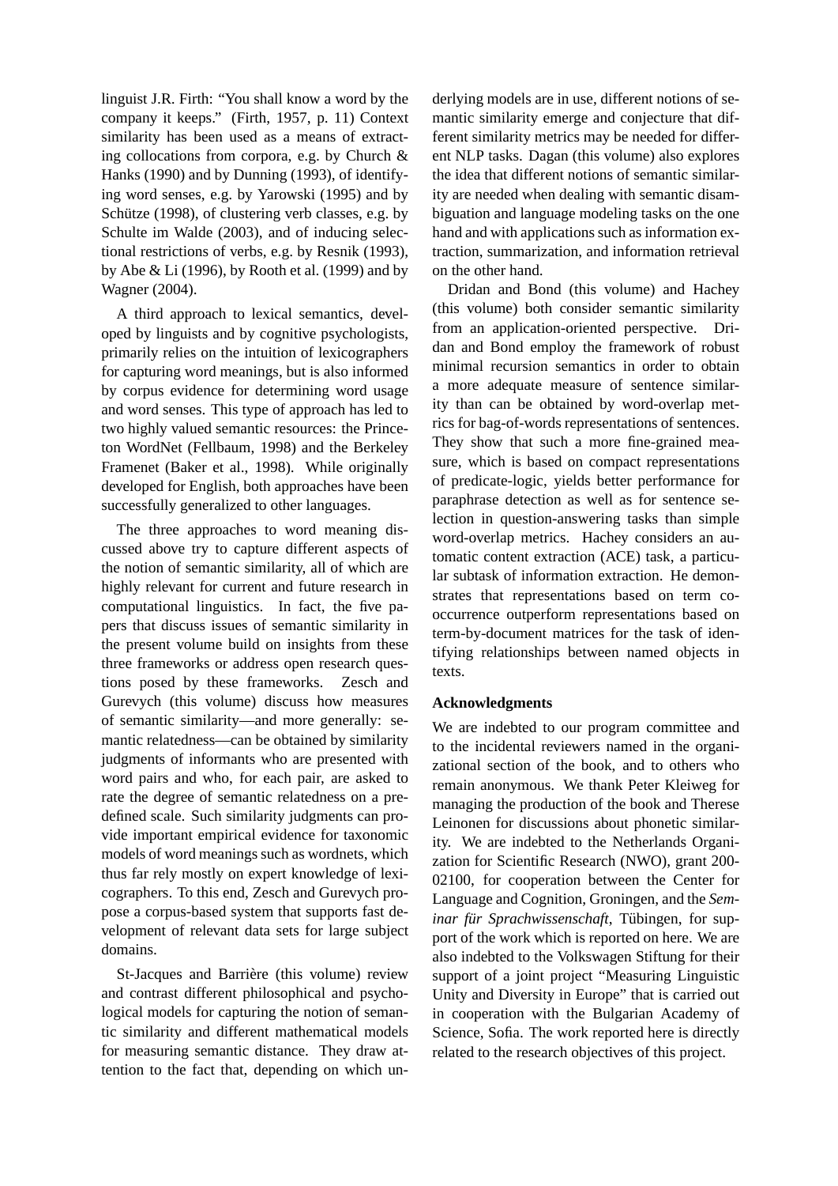linguist J.R. Firth: “You shall know a word by the company it keeps.” (Firth, 1957, p. 11) Context similarity has been used as a means of extracting collocations from corpora, e.g. by Church & Hanks (1990) and by Dunning (1993), of identifying word senses, e.g. by Yarowski (1995) and by Schütze (1998), of clustering verb classes, e.g. by Schulte im Walde (2003), and of inducing selectional restrictions of verbs, e.g. by Resnik (1993), by Abe & Li (1996), by Rooth et al. (1999) and by Wagner (2004).

A third approach to lexical semantics, developed by linguists and by cognitive psychologists, primarily relies on the intuition of lexicographers for capturing word meanings, but is also informed by corpus evidence for determining word usage and word senses. This type of approach has led to two highly valued semantic resources: the Princeton WordNet (Fellbaum, 1998) and the Berkeley Framenet (Baker et al., 1998). While originally developed for English, both approaches have been successfully generalized to other languages.

The three approaches to word meaning discussed above try to capture different aspects of the notion of semantic similarity, all of which are highly relevant for current and future research in computational linguistics. In fact, the five papers that discuss issues of semantic similarity in the present volume build on insights from these three frameworks or address open research questions posed by these frameworks. Zesch and Gurevych (this volume) discuss how measures of semantic similarity—and more generally: semantic relatedness—can be obtained by similarity judgments of informants who are presented with word pairs and who, for each pair, are asked to rate the degree of semantic relatedness on a predefined scale. Such similarity judgments can provide important empirical evidence for taxonomic models of word meanings such as wordnets, which thus far rely mostly on expert knowledge of lexicographers. To this end, Zesch and Gurevych propose a corpus-based system that supports fast development of relevant data sets for large subject domains.

St-Jacques and Barrière (this volume) review and contrast different philosophical and psychological models for capturing the notion of semantic similarity and different mathematical models for measuring semantic distance. They draw attention to the fact that, depending on which underlying models are in use, different notions of semantic similarity emerge and conjecture that different similarity metrics may be needed for different NLP tasks. Dagan (this volume) also explores the idea that different notions of semantic similarity are needed when dealing with semantic disambiguation and language modeling tasks on the one hand and with applications such as information extraction, summarization, and information retrieval on the other hand.

Dridan and Bond (this volume) and Hachey (this volume) both consider semantic similarity from an application-oriented perspective. Dridan and Bond employ the framework of robust minimal recursion semantics in order to obtain a more adequate measure of sentence similarity than can be obtained by word-overlap metrics for bag-of-words representations of sentences. They show that such a more fine-grained measure, which is based on compact representations of predicate-logic, yields better performance for paraphrase detection as well as for sentence selection in question-answering tasks than simple word-overlap metrics. Hachey considers an automatic content extraction (ACE) task, a particular subtask of information extraction. He demonstrates that representations based on term co-occurrence outperform representations based on term-by-document matrices for the task of identifying relationships between named objects in texts.

## Acknowledgments

We are indebted to our program committee and to the incidental reviewers named in the organizational section of the book, and to others who remain anonymous. We thank Peter Kleiweg for managing the production of the book and Therese Leinonen for discussions about phonetic similarity. We are indebted to the Netherlands Organization for Scientific Research (NWO), grant 200-02100, for cooperation between the Center for Language and Cognition, Groningen, and the *Seminar für Sprachwissenschaft*, Tübingen, for support of the work which is reported on here. We are also indebted to the Volkswagen Stiftung for their support of a joint project “Measuring Linguistic Unity and Diversity in Europe” that is carried out in cooperation with the Bulgarian Academy of Science, Sofia. The work reported here is directly related to the research objectives of this project.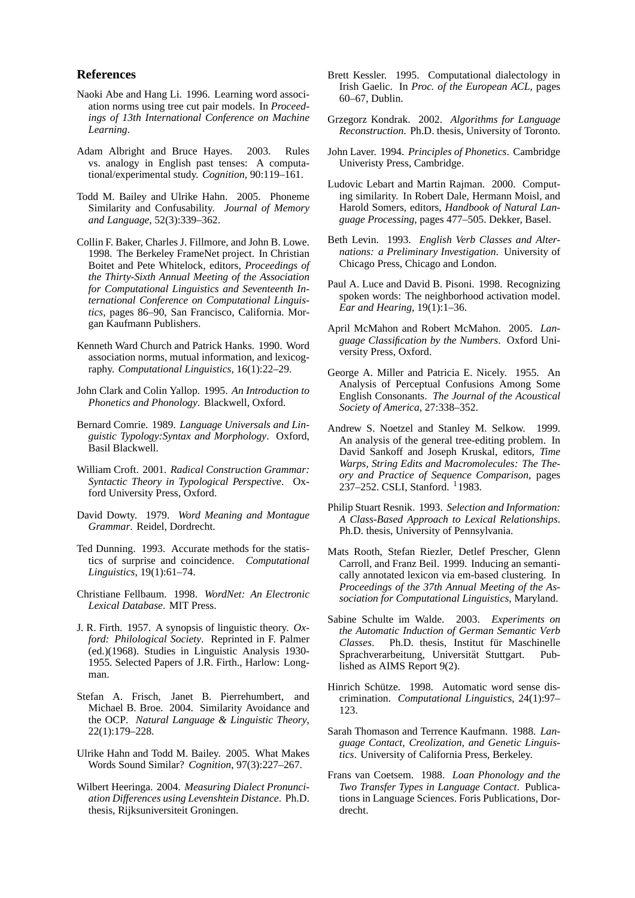## References

Naoki Abe and Hang Li. 1996. Learning word association norms using tree cut pair models. In *Proceedings of 13th International Conference on Machine Learning*.

Adam Albright and Bruce Hayes. 2003. Rules vs. analogy in English past tenses: A computational/experimental study. *Cognition*, 90:119–161.

Todd M. Bailey and Ulrike Hahn. 2005. Phoneme Similarity and Confusability. *Journal of Memory and Language*, 52(3):339–362.

Collin F. Baker, Charles J. Fillmore, and John B. Lowe. 1998. The Berkeley FrameNet project. In Christian Boitet and Pete Whitelock, editors, *Proceedings of the Thirty-Sixth Annual Meeting of the Association for Computational Linguistics and Seventeenth International Conference on Computational Linguistics*, pages 86–90, San Francisco, California. Morgan Kaufmann Publishers.

Kenneth Ward Church and Patrick Hanks. 1990. Word association norms, mutual information, and lexicography. *Computational Linguistics*, 16(1):22–29.

John Clark and Colin Yallop. 1995. *An Introduction to Phonetics and Phonology*. Blackwell, Oxford.

Bernard Comrie. 1989. *Language Universals and Linguistic Typology:Syntax and Morphology*. Oxford, Basil Blackwell.

William Croft. 2001. *Radical Construction Grammar: Syntactic Theory in Typological Perspective*. Oxford University Press, Oxford.

David Dowty. 1979. *Word Meaning and Montague Grammar*. Reidel, Dordrecht.

Ted Dunning. 1993. Accurate methods for the statistics of surprise and coincidence. *Computational Linguistics*, 19(1):61–74.

Christiane Fellbaum. 1998. *WordNet: An Electronic Lexical Database*. MIT Press.

J. R. Firth. 1957. A synopsis of linguistic theory. *Oxford: Philological Society*. Reprinted in F. Palmer (ed.)(1968). Studies in Linguistic Analysis 1930-1955. Selected Papers of J.R. Firth., Harlow: Longman.

Stefan A. Frisch, Janet B. Pierrehumbert, and Michael B. Broe. 2004. Similarity Avoidance and the OCP. *Natural Language & Linguistic Theory*, 22(1):179–228.

Ulrike Hahn and Todd M. Bailey. 2005. What Makes Words Sound Similar? *Cognition*, 97(3):227–267.

Wilbert Heeringa. 2004. *Measuring Dialect Pronunciation Differences using Levenshtein Distance*. Ph.D. thesis, Rijksuniversiteit Groningen.

Brett Kessler. 1995. Computational dialectology in Irish Gaelic. In *Proc. of the European ACL*, pages 60–67, Dublin.

Grzegorz Kondrak. 2002. *Algorithms for Language Reconstruction*. Ph.D. thesis, University of Toronto.

John Laver. 1994. *Principles of Phonetics*. Cambridge Univeristy Press, Cambridge.

Ludovic Lebart and Martin Rajman. 2000. Computing similarity. In Robert Dale, Hermann Moisl, and Harold Somers, editors, *Handbook of Natural Language Processing*, pages 477–505. Dekker, Basel.

Beth Levin. 1993. *English Verb Classes and Alternations: a Preliminary Investigation*. University of Chicago Press, Chicago and London.

Paul A. Luce and David B. Pisoni. 1998. Recognizing spoken words: The neighborhood activation model. *Ear and Hearing*, 19(1):1–36.

April McMahon and Robert McMahon. 2005. *Language Classification by the Numbers*. Oxford University Press, Oxford.

George A. Miller and Patricia E. Nicely. 1955. An Analysis of Perceptual Confusions Among Some English Consonants. *The Journal of the Acoustical Society of America*, 27:338–352.

Andrew S. Noetzel and Stanley M. Selkow. 1999. An analysis of the general tree-editing problem. In David Sankoff and Joseph Kruskal, editors, *Time Warps, String Edits and Macromolecules: The Theory and Practice of Sequence Comparison*, pages 237–252. CSLI, Stanford. [1]1983.

Philip Stuart Resnik. 1993. *Selection and Information: A Class-Based Approach to Lexical Relationships*. Ph.D. thesis, University of Pennsylvania.

Mats Rooth, Stefan Riezler, Detlef Prescher, Glenn Carroll, and Franz Beil. 1999. Inducing an semantically annotated lexicon via em-based clustering. In *Proceedings of the 37th Annual Meeting of the Association for Computational Linguistics*, Maryland.

Sabine Schulte im Walde. 2003. *Experiments on the Automatic Induction of German Semantic Verb Classes*. Ph.D. thesis, Institut für Maschinelle Sprachverarbeitung, Universität Stuttgart. Published as AIMS Report 9(2).

Hinrich Schütze. 1998. Automatic word sense discrimination. *Computational Linguistics*, 24(1):97–123.

Sarah Thomason and Terrence Kaufmann. 1988. *Language Contact, Creolization, and Genetic Linguistics*. University of California Press, Berkeley.

Frans van Coetsem. 1988. *Loan Phonology and the Two Transfer Types in Language Contact*. Publications in Language Sciences. Foris Publications, Dordrecht.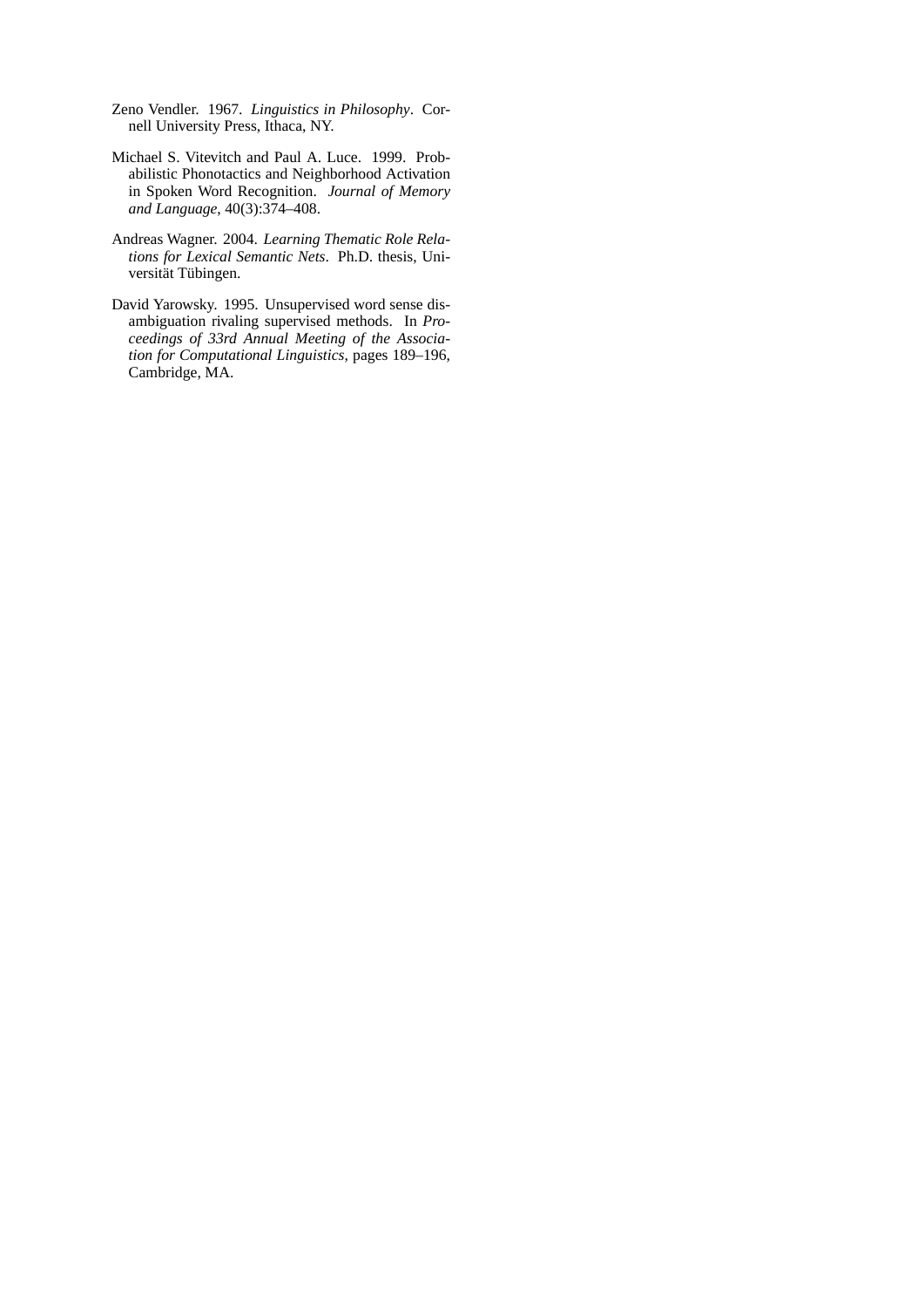Zeno Vendler. 1967. *Linguistics in Philosophy*. Cornell University Press, Ithaca, NY.

Michael S. Vitevitch and Paul A. Luce. 1999. Probabilistic Phonotactics and Neighborhood Activation in Spoken Word Recognition. *Journal of Memory and Language*, 40(3):374–408.

Andreas Wagner. 2004. *Learning Thematic Role Relations for Lexical Semantic Nets*. Ph.D. thesis, Universität Tübingen.

David Yarowsky. 1995. Unsupervised word sense disambiguation rivaling supervised methods. In *Proceedings of 33rd Annual Meeting of the Association for Computational Linguistics*, pages 189–196, Cambridge, MA.